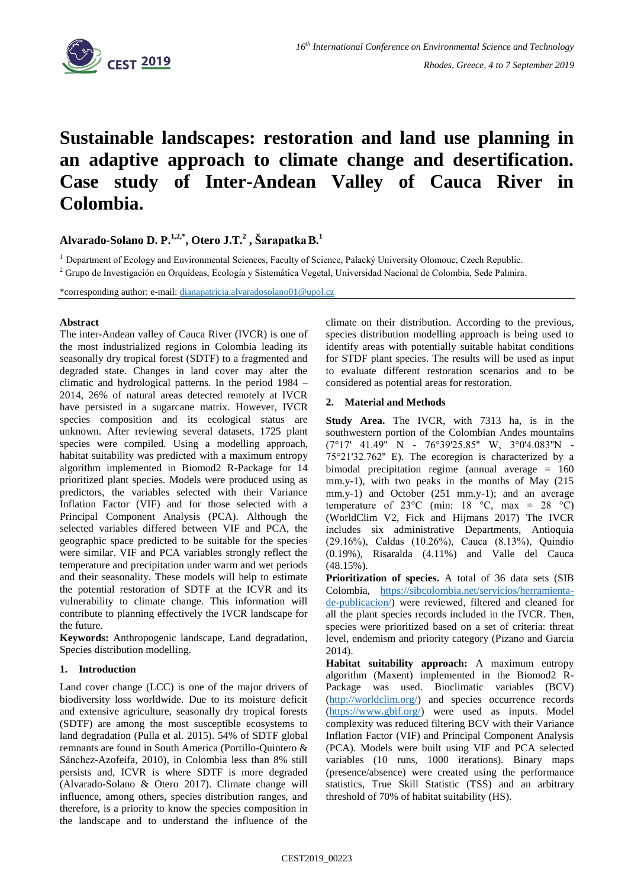# Sustainable landscapes: restoration and land use planning in an adaptive approach to climate change and desertification. Case study of Inter-Andean Valley of Cauca River in Colombia.

**Alvarado-Solano D. P.[1,2,*], Otero J.T.[2], Šarapatka B.[1]**

[1] Department of Ecology and Environmental Sciences, Faculty of Science, Palacký University Olomouc, Czech Republic.

[2] Grupo de Investigación en Orquídeas, Ecología y Sistemática Vegetal, Universidad Nacional de Colombia, Sede Palmira.

*corresponding author: e-mail: dianapatricia.alvaradosolano01@upol.cz

## Abstract

The inter-Andean valley of Cauca River (IVCR) is one of the most industrialized regions in Colombia leading its seasonally dry tropical forest (SDTF) to a fragmented and degraded state. Changes in land cover may alter the climatic and hydrological patterns. In the period 1984 – 2014, 26% of natural areas detected remotely at IVCR have persisted in a sugarcane matrix. However, IVCR species composition and its ecological status are unknown. After reviewing several datasets, 1725 plant species were compiled. Using a modelling approach, habitat suitability was predicted with a maximum entropy algorithm implemented in Biomod2 R-Package for 14 prioritized plant species. Models were produced using as predictors, the variables selected with their Variance Inflation Factor (VIF) and for those selected with a Principal Component Analysis (PCA). Although the selected variables differed between VIF and PCA, the geographic space predicted to be suitable for the species were similar. VIF and PCA variables strongly reflect the temperature and precipitation under warm and wet periods and their seasonality. These models will help to estimate the potential restoration of SDTF at the ICVR and its vulnerability to climate change. This information will contribute to planning effectively the IVCR landscape for the future.

**Keywords:** Anthropogenic landscape, Land degradation, Species distribution modelling.

## 1. Introduction

Land cover change (LCC) is one of the major drivers of biodiversity loss worldwide. Due to its moisture deficit and extensive agriculture, seasonally dry tropical forests (SDTF) are among the most susceptible ecosystems to land degradation (Pulla et al. 2015). 54% of SDTF global remnants are found in South America (Portillo-Quintero & Sánchez-Azofeifa, 2010), in Colombia less than 8% still persists and, ICVR is where SDTF is more degraded (Alvarado-Solano & Otero 2017). Climate change will influence, among others, species distribution ranges, and therefore, is a priority to know the species composition in the landscape and to understand the influence of the climate on their distribution. According to the previous, species distribution modelling approach is being used to identify areas with potentially suitable habitat conditions for STDF plant species. The results will be used as input to evaluate different restoration scenarios and to be considered as potential areas for restoration.

## 2. Material and Methods

**Study Area.** The IVCR, with 7313 ha, is in the southwestern portion of the Colombian Andes mountains (7°17' 41.49" N - 76°39'25.85" W, 3°0'4.083"N - 75°21'32.762" E). The ecoregion is characterized by a bimodal precipitation regime (annual average = 160 mm.y-1), with two peaks in the months of May (215 mm.y-1) and October (251 mm.y-1); and an average temperature of 23°C (min: 18 °C, max = 28 °C) (WorldClim V2, Fick and Hijmans 2017) The IVCR includes six administrative Departments, Antioquia (29.16%), Caldas (10.26%), Cauca (8.13%), Quindío (0.19%), Risaralda (4.11%) and Valle del Cauca (48.15%).

**Prioritization of species.** A total of 36 data sets (SIB Colombia, https://sibcolombia.net/servicios/herramienta-de-publicacion/) were reviewed, filtered and cleaned for all the plant species records included in the IVCR. Then, species were prioritized based on a set of criteria: threat level, endemism and priority category (Pizano and García 2014).

**Habitat suitability approach:** A maximum entropy algorithm (Maxent) implemented in the Biomod2 R-Package was used. Bioclimatic variables (BCV) (http://worldclim.org/) and species occurrence records (https://www.gbif.org/) were used as inputs. Model complexity was reduced filtering BCV with their Variance Inflation Factor (VIF) and Principal Component Analysis (PCA). Models were built using VIF and PCA selected variables (10 runs, 1000 iterations). Binary maps (presence/absence) were created using the performance statistics, True Skill Statistic (TSS) and an arbitrary threshold of 70% of habitat suitability (HS).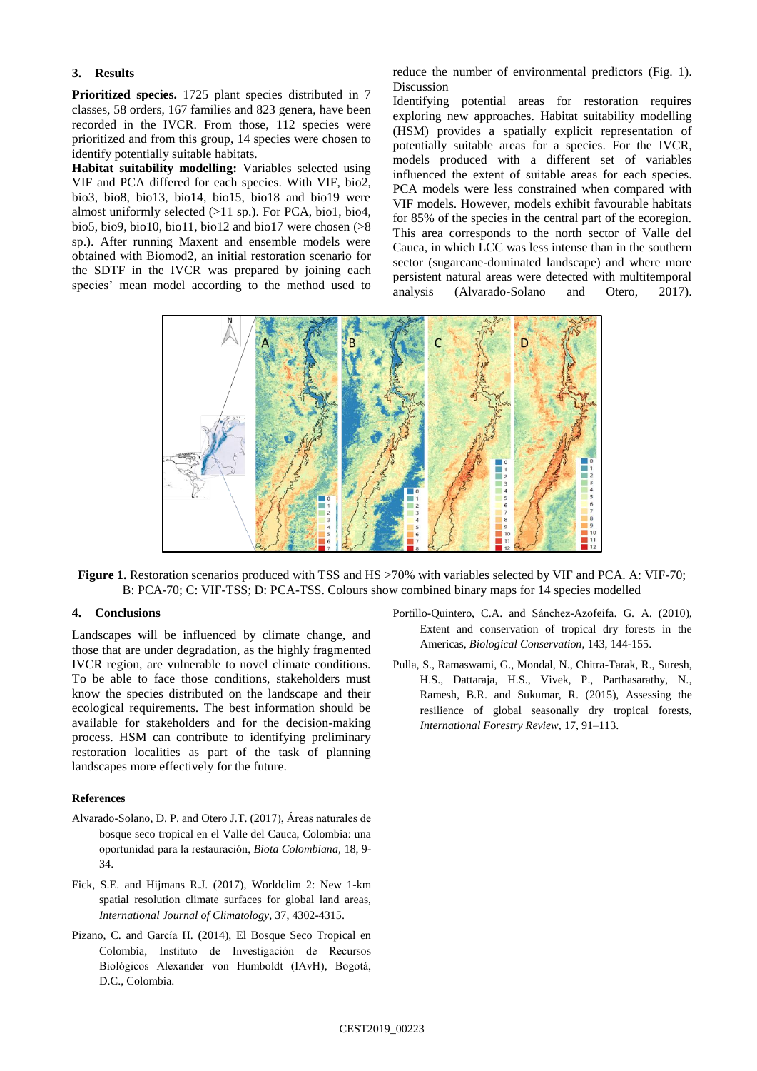## 3. Results

**Prioritized species.** 1725 plant species distributed in 7 classes, 58 orders, 167 families and 823 genera, have been recorded in the IVCR. From those, 112 species were prioritized and from this group, 14 species were chosen to identify potentially suitable habitats.

**Habitat suitability modelling:** Variables selected using VIF and PCA differed for each species. With VIF, bio2, bio3, bio8, bio13, bio14, bio15, bio18 and bio19 were almost uniformly selected (>11 sp.). For PCA, bio1, bio4, bio5, bio9, bio10, bio11, bio12 and bio17 were chosen (>8 sp.). After running Maxent and ensemble models were obtained with Biomod2, an initial restoration scenario for the SDTF in the IVCR was prepared by joining each species' mean model according to the method used to reduce the number of environmental predictors (Fig. 1).

Discussion

Identifying potential areas for restoration requires exploring new approaches. Habitat suitability modelling (HSM) provides a spatially explicit representation of potentially suitable areas for a species. For the IVCR, models produced with a different set of variables influenced the extent of suitable areas for each species. PCA models were less constrained when compared with VIF models. However, models exhibit favourable habitats for 85% of the species in the central part of the ecoregion. This area corresponds to the north sector of Valle del Cauca, in which LCC was less intense than in the southern sector (sugarcane-dominated landscape) and where more persistent natural areas were detected with multitemporal analysis (Alvarado-Solano and Otero, 2017).

**Figure 1.** Restoration scenarios produced with TSS and HS >70% with variables selected by VIF and PCA. A: VIF-70; B: PCA-70; C: VIF-TSS; D: PCA-TSS. Colours show combined binary maps for 14 species modelled

## 4. Conclusions

Landscapes will be influenced by climate change, and those that are under degradation, as the highly fragmented IVCR region, are vulnerable to novel climate conditions. To be able to face those conditions, stakeholders must know the species distributed on the landscape and their ecological requirements. The best information should be available for stakeholders and for the decision-making process. HSM can contribute to identifying preliminary restoration localities as part of the task of planning landscapes more effectively for the future.

### References

Alvarado-Solano, D. P. and Otero J.T. (2017), Áreas naturales de bosque seco tropical en el Valle del Cauca, Colombia: una oportunidad para la restauración, *Biota Colombiana*, 18, 9-34.

Fick, S.E. and Hijmans R.J. (2017), Worldclim 2: New 1-km spatial resolution climate surfaces for global land areas, *International Journal of Climatology*, 37, 4302-4315.

Pizano, C. and García H. (2014), El Bosque Seco Tropical en Colombia, Instituto de Investigación de Recursos Biológicos Alexander von Humboldt (IAvH), Bogotá, D.C., Colombia.

Portillo-Quintero, C.A. and Sánchez-Azofeifa. G. A. (2010), Extent and conservation of tropical dry forests in the Americas, *Biological Conservation*, 143, 144-155.

Pulla, S., Ramaswami, G., Mondal, N., Chitra-Tarak, R., Suresh, H.S., Dattaraja, H.S., Vivek, P., Parthasarathy, N., Ramesh, B.R. and Sukumar, R. (2015), Assessing the resilience of global seasonally dry tropical forests, *International Forestry Review*, 17, 91–113.